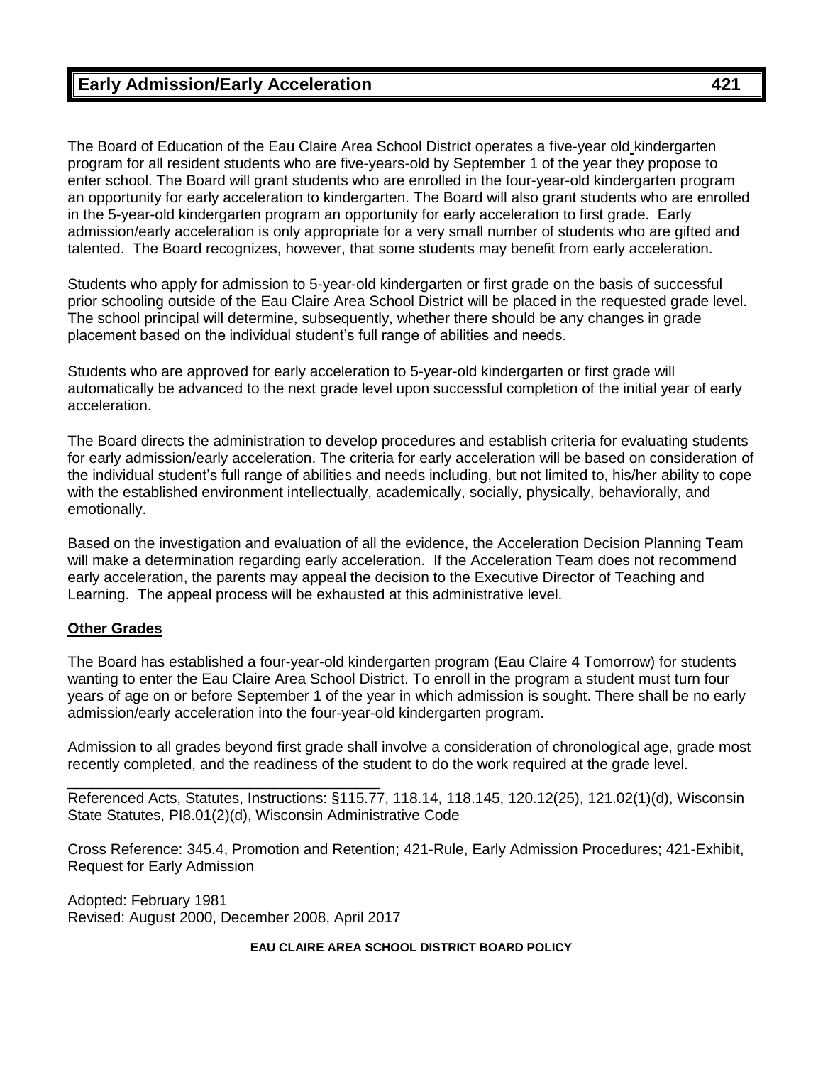# Early Admission/Early Acceleration 421

The Board of Education of the Eau Claire Area School District operates a five-year old kindergarten program for all resident students who are five-years-old by September 1 of the year they propose to enter school. The Board will grant students who are enrolled in the four-year-old kindergarten program an opportunity for early acceleration to kindergarten. The Board will also grant students who are enrolled in the 5-year-old kindergarten program an opportunity for early acceleration to first grade. Early admission/early acceleration is only appropriate for a very small number of students who are gifted and talented. The Board recognizes, however, that some students may benefit from early acceleration.

Students who apply for admission to 5-year-old kindergarten or first grade on the basis of successful prior schooling outside of the Eau Claire Area School District will be placed in the requested grade level. The school principal will determine, subsequently, whether there should be any changes in grade placement based on the individual student's full range of abilities and needs.

Students who are approved for early acceleration to 5-year-old kindergarten or first grade will automatically be advanced to the next grade level upon successful completion of the initial year of early acceleration.

The Board directs the administration to develop procedures and establish criteria for evaluating students for early admission/early acceleration. The criteria for early acceleration will be based on consideration of the individual student's full range of abilities and needs including, but not limited to, his/her ability to cope with the established environment intellectually, academically, socially, physically, behaviorally, and emotionally.

Based on the investigation and evaluation of all the evidence, the Acceleration Decision Planning Team will make a determination regarding early acceleration. If the Acceleration Team does not recommend early acceleration, the parents may appeal the decision to the Executive Director of Teaching and Learning. The appeal process will be exhausted at this administrative level.

**Other Grades**

The Board has established a four-year-old kindergarten program (Eau Claire 4 Tomorrow) for students wanting to enter the Eau Claire Area School District. To enroll in the program a student must turn four years of age on or before September 1 of the year in which admission is sought. There shall be no early admission/early acceleration into the four-year-old kindergarten program.

Admission to all grades beyond first grade shall involve a consideration of chronological age, grade most recently completed, and the readiness of the student to do the work required at the grade level.

---

Referenced Acts, Statutes, Instructions: §115.77, 118.14, 118.145, 120.12(25), 121.02(1)(d), Wisconsin State Statutes, PI8.01(2)(d), Wisconsin Administrative Code

Cross Reference: 345.4, Promotion and Retention; 421-Rule, Early Admission Procedures; 421-Exhibit, Request for Early Admission

Adopted: February 1981
Revised: August 2000, December 2008, April 2017

**EAU CLAIRE AREA SCHOOL DISTRICT BOARD POLICY**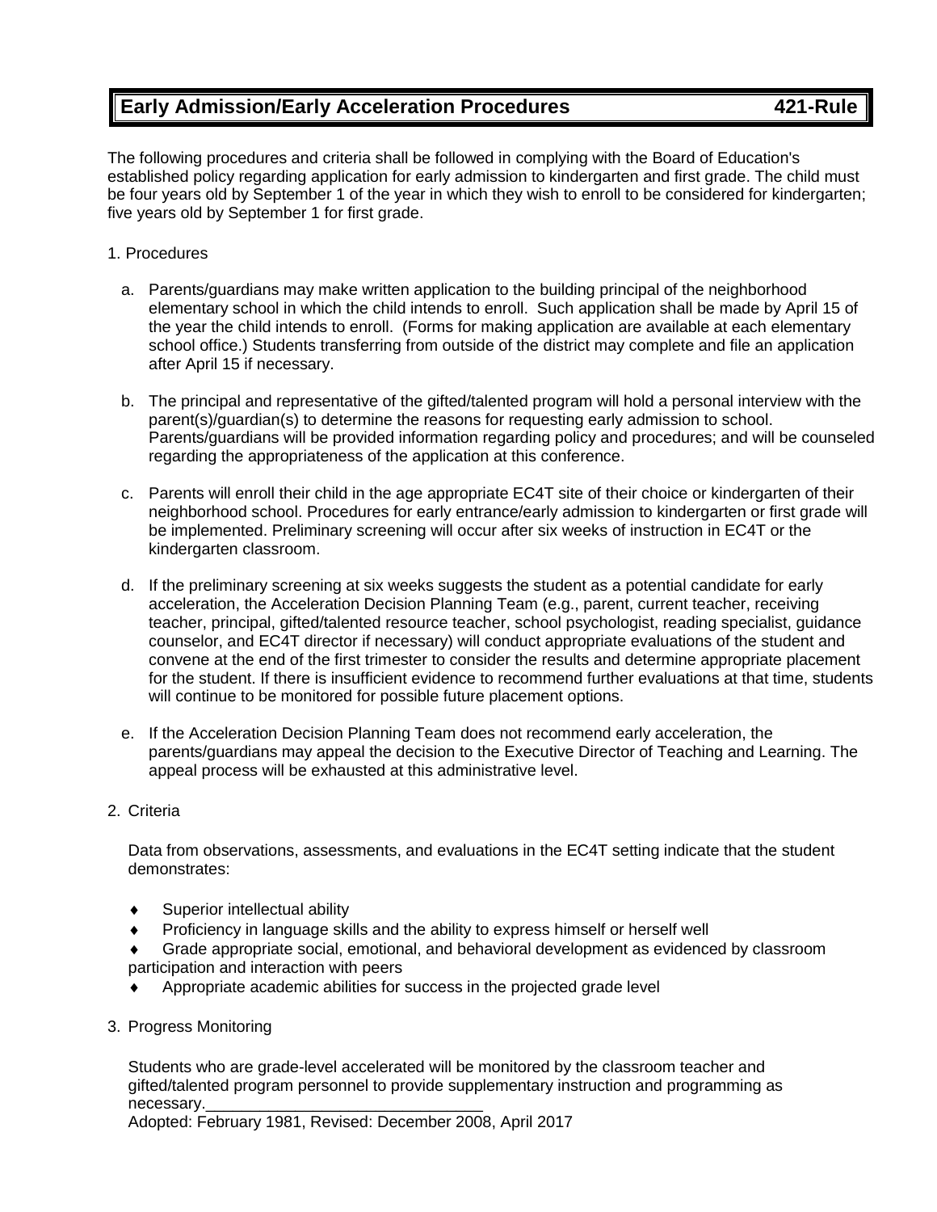# Early Admission/Early Acceleration Procedures 421-Rule

The following procedures and criteria shall be followed in complying with the Board of Education's established policy regarding application for early admission to kindergarten and first grade. The child must be four years old by September 1 of the year in which they wish to enroll to be considered for kindergarten; five years old by September 1 for first grade.

1. Procedures

   a. Parents/guardians may make written application to the building principal of the neighborhood elementary school in which the child intends to enroll. Such application shall be made by April 15 of the year the child intends to enroll. (Forms for making application are available at each elementary school office.) Students transferring from outside of the district may complete and file an application after April 15 if necessary.

   b. The principal and representative of the gifted/talented program will hold a personal interview with the parent(s)/guardian(s) to determine the reasons for requesting early admission to school. Parents/guardians will be provided information regarding policy and procedures; and will be counseled regarding the appropriateness of the application at this conference.

   c. Parents will enroll their child in the age appropriate EC4T site of their choice or kindergarten of their neighborhood school. Procedures for early entrance/early admission to kindergarten or first grade will be implemented. Preliminary screening will occur after six weeks of instruction in EC4T or the kindergarten classroom.

   d. If the preliminary screening at six weeks suggests the student as a potential candidate for early acceleration, the Acceleration Decision Planning Team (e.g., parent, current teacher, receiving teacher, principal, gifted/talented resource teacher, school psychologist, reading specialist, guidance counselor, and EC4T director if necessary) will conduct appropriate evaluations of the student and convene at the end of the first trimester to consider the results and determine appropriate placement for the student. If there is insufficient evidence to recommend further evaluations at that time, students will continue to be monitored for possible future placement options.

   e. If the Acceleration Decision Planning Team does not recommend early acceleration, the parents/guardians may appeal the decision to the Executive Director of Teaching and Learning. The appeal process will be exhausted at this administrative level.

2. Criteria

   Data from observations, assessments, and evaluations in the EC4T setting indicate that the student demonstrates:

   - Superior intellectual ability
   - Proficiency in language skills and the ability to express himself or herself well
   - Grade appropriate social, emotional, and behavioral development as evidenced by classroom participation and interaction with peers
   - Appropriate academic abilities for success in the projected grade level

3. Progress Monitoring

   Students who are grade-level accelerated will be monitored by the classroom teacher and gifted/talented program personnel to provide supplementary instruction and programming as necessary.

Adopted: February 1981, Revised: December 2008, April 2017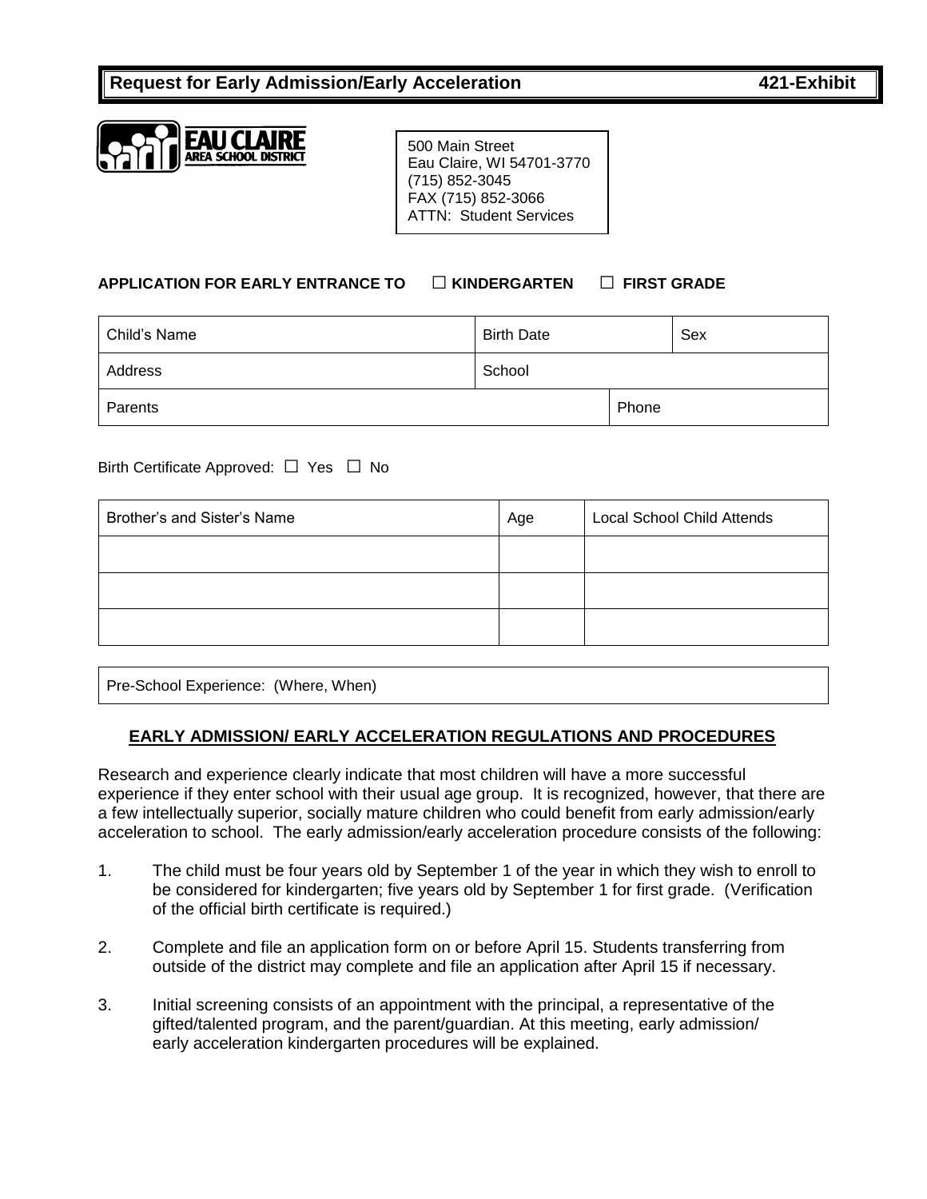**Request for Early Admission/Early Acceleration** **421-Exhibit**

EAU CLAIRE AREA SCHOOL DISTRICT

500 Main Street
Eau Claire, WI 54701-3770
(715) 852-3045
FAX (715) 852-3066
ATTN: Student Services

**APPLICATION FOR EARLY ENTRANCE TO ☐ KINDERGARTEN ☐ FIRST GRADE**

| Child's Name | Birth Date | | Sex |
|---|---|---|---|
| Address | School | | |
| Parents | | Phone | |

Birth Certificate Approved: ☐ Yes ☐ No

| Brother's and Sister's Name | Age | Local School Child Attends |
|---|---|---|
| | | |
| | | |
| | | |

| Pre-School Experience: (Where, When) |
|---|

## EARLY ADMISSION/ EARLY ACCELERATION REGULATIONS AND PROCEDURES

Research and experience clearly indicate that most children will have a more successful experience if they enter school with their usual age group. It is recognized, however, that there are a few intellectually superior, socially mature children who could benefit from early admission/early acceleration to school. The early admission/early acceleration procedure consists of the following:

1. The child must be four years old by September 1 of the year in which they wish to enroll to be considered for kindergarten; five years old by September 1 for first grade. (Verification of the official birth certificate is required.)

2. Complete and file an application form on or before April 15. Students transferring from outside of the district may complete and file an application after April 15 if necessary.

3. Initial screening consists of an appointment with the principal, a representative of the gifted/talented program, and the parent/guardian. At this meeting, early admission/ early acceleration kindergarten procedures will be explained.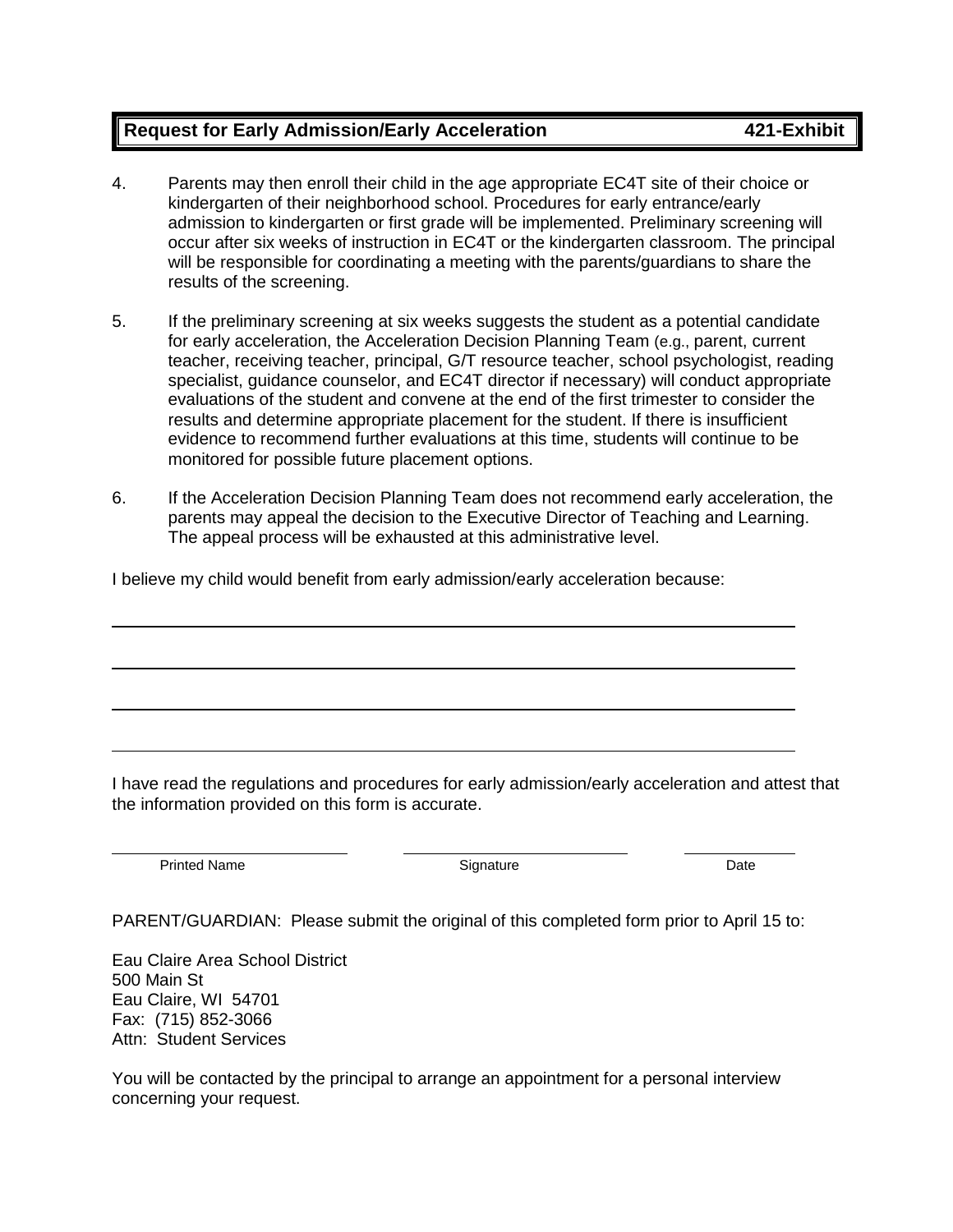**Request for Early Admission/Early Acceleration** **421-Exhibit**

4. Parents may then enroll their child in the age appropriate EC4T site of their choice or kindergarten of their neighborhood school. Procedures for early entrance/early admission to kindergarten or first grade will be implemented. Preliminary screening will occur after six weeks of instruction in EC4T or the kindergarten classroom. The principal will be responsible for coordinating a meeting with the parents/guardians to share the results of the screening.

5. If the preliminary screening at six weeks suggests the student as a potential candidate for early acceleration, the Acceleration Decision Planning Team (e.g., parent, current teacher, receiving teacher, principal, G/T resource teacher, school psychologist, reading specialist, guidance counselor, and EC4T director if necessary) will conduct appropriate evaluations of the student and convene at the end of the first trimester to consider the results and determine appropriate placement for the student. If there is insufficient evidence to recommend further evaluations at this time, students will continue to be monitored for possible future placement options.

6. If the Acceleration Decision Planning Team does not recommend early acceleration, the parents may appeal the decision to the Executive Director of Teaching and Learning. The appeal process will be exhausted at this administrative level.

I believe my child would benefit from early admission/early acceleration because:

\_\_\_\_\_\_\_\_\_\_\_\_\_\_\_\_\_\_\_\_\_\_\_\_\_\_\_\_\_\_\_\_\_\_\_\_\_\_\_\_\_\_\_\_\_\_\_\_\_\_\_\_\_\_\_\_\_\_\_\_

\_\_\_\_\_\_\_\_\_\_\_\_\_\_\_\_\_\_\_\_\_\_\_\_\_\_\_\_\_\_\_\_\_\_\_\_\_\_\_\_\_\_\_\_\_\_\_\_\_\_\_\_\_\_\_\_\_\_\_\_

\_\_\_\_\_\_\_\_\_\_\_\_\_\_\_\_\_\_\_\_\_\_\_\_\_\_\_\_\_\_\_\_\_\_\_\_\_\_\_\_\_\_\_\_\_\_\_\_\_\_\_\_\_\_\_\_\_\_\_\_

\_\_\_\_\_\_\_\_\_\_\_\_\_\_\_\_\_\_\_\_\_\_\_\_\_\_\_\_\_\_\_\_\_\_\_\_\_\_\_\_\_\_\_\_\_\_\_\_\_\_\_\_\_\_\_\_\_\_\_\_

I have read the regulations and procedures for early admission/early acceleration and attest that the information provided on this form is accurate.

| | | |
|---|---|---|
| \_\_\_\_\_\_\_\_\_\_\_\_\_\_\_\_\_\_\_\_ | \_\_\_\_\_\_\_\_\_\_\_\_\_\_\_\_\_\_\_\_ | \_\_\_\_\_\_\_\_\_\_ |
| Printed Name | Signature | Date |

PARENT/GUARDIAN: Please submit the original of this completed form prior to April 15 to:

Eau Claire Area School District
500 Main St
Eau Claire, WI 54701
Fax: (715) 852-3066
Attn: Student Services

You will be contacted by the principal to arrange an appointment for a personal interview concerning your request.